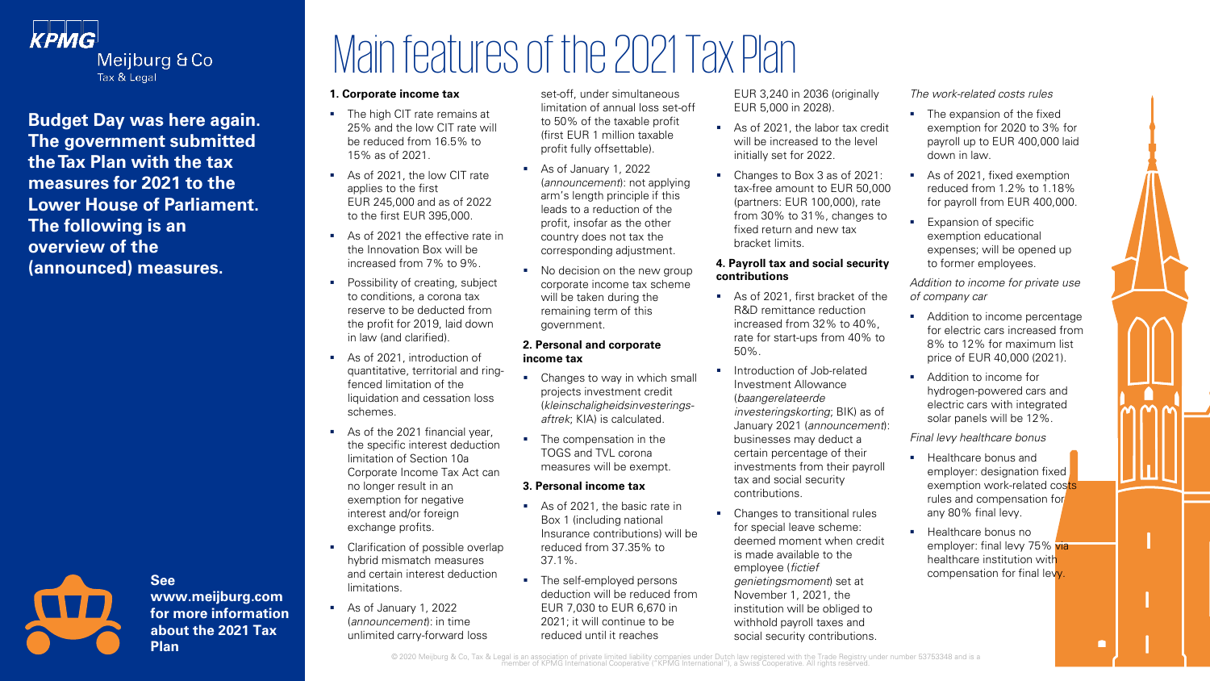KPMG Meijburg & Co Tax & Legal

**Budget Day was here again. The government submitted the Tax Plan with the tax measures for 2021 to the Lower House of Parliament. The following is an overview of the (announced) measures.**

**See www.meijburg.com for more information about the 2021 Tax Plan**

# Main features of the 2021 Tax Plan

### 1. Corporate income tax

- The high CIT rate remains at 25% and the low CIT rate will be reduced from 16.5% to 15% as of 2021.
- As of 2021, the low CIT rate applies to the first EUR 245,000 and as of 2022 to the first EUR 395,000.
- As of 2021 the effective rate in the Innovation Box will be increased from 7% to 9%.
- Possibility of creating, subject to conditions, a corona tax reserve to be deducted from the profit for 2019, laid down in law (and clarified).
- As of 2021, introduction of quantitative, territorial and ring-fenced limitation of the liquidation and cessation loss schemes.
- As of the 2021 financial year, the specific interest deduction limitation of Section 10a Corporate Income Tax Act can no longer result in an exemption for negative interest and/or foreign exchange profits.
- Clarification of possible overlap hybrid mismatch measures and certain interest deduction limitations.
- As of January 1, 2022 (*announcement*): in time unlimited carry-forward loss set-off, under simultaneous limitation of annual loss set-off to 50% of the taxable profit (first EUR 1 million taxable profit fully offsettable).
- As of January 1, 2022 (*announcement*): not applying arm's length principle if this leads to a reduction of the profit, insofar as the other country does not tax the corresponding adjustment.
- No decision on the new group corporate income tax scheme will be taken during the remaining term of this government.

### 2. Personal and corporate income tax

- Changes to way in which small projects investment credit (*kleinschaligheidsinvesterings­aftrek*; KIA) is calculated.
- The compensation in the TOGS and TVL corona measures will be exempt.

### 3. Personal income tax

- As of 2021, the basic rate in Box 1 (including national Insurance contributions) will be reduced from 37.35% to 37.1%.
- The self-employed persons deduction will be reduced from EUR 7,030 to EUR 6,670 in 2021; it will continue to be reduced until it reaches EUR 3,240 in 2036 (originally EUR 5,000 in 2028).
- As of 2021, the labor tax credit will be increased to the level initially set for 2022.
- Changes to Box 3 as of 2021: tax-free amount to EUR 50,000 (partners: EUR 100,000), rate from 30% to 31%, changes to fixed return and new tax bracket limits.

### 4. Payroll tax and social security contributions

- As of 2021, first bracket of the R&D remittance reduction increased from 32% to 40%, rate for start-ups from 40% to 50%.
- Introduction of Job-related Investment Allowance (*baangerelateerde investeringskorting*; BIK) as of January 2021 (*announcement*): businesses may deduct a certain percentage of their investments from their payroll tax and social security contributions.
- Changes to transitional rules for special leave scheme: deemed moment when credit is made available to the employee (*fictief genietingsmoment*) set at November 1, 2021, the institution will be obliged to withhold payroll taxes and social security contributions.

*The work-related costs rules*

- The expansion of the fixed exemption for 2020 to 3% for payroll up to EUR 400,000 laid down in law.
- As of 2021, fixed exemption reduced from 1.2% to 1.18% for payroll from EUR 400,000.
- Expansion of specific exemption educational expenses; will be opened up to former employees.

*Addition to income for private use of company car*

- Addition to income percentage for electric cars increased from 8% to 12% for maximum list price of EUR 40,000 (2021).
- Addition to income for hydrogen-powered cars and electric cars with integrated solar panels will be 12%.

*Final levy healthcare bonus*

- Healthcare bonus and employer: designation fixed exemption work-related costs rules and compensation for any 80% final levy.
- Healthcare bonus no employer: final levy 75% via healthcare institution with compensation for final levy.

© 2020 Meijburg & Co, Tax & Legal is an association of private limited liability companies under Dutch law registered with the Trade Registry under number 53753348 and is a member of KPMG International Cooperative ("KPMG International"), a Swiss Cooperative. All rights reserved.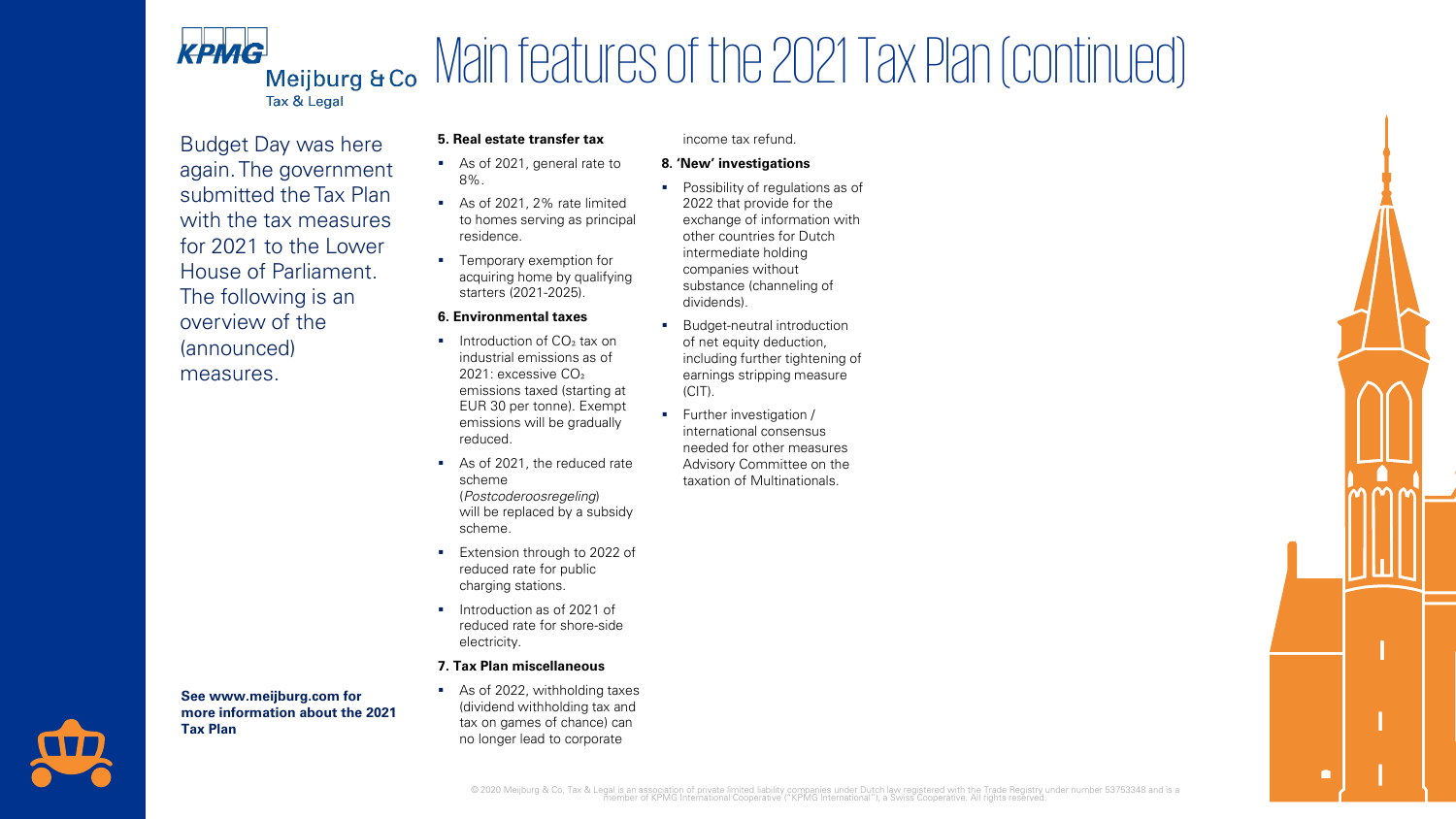# Main features of the 2021 Tax Plan (continued)

Budget Day was here again. The government submitted the Tax Plan with the tax measures for 2021 to the Lower House of Parliament. The following is an overview of the (announced) measures.

**See www.meijburg.com for more information about the 2021 Tax Plan**

**5. Real estate transfer tax**

- As of 2021, general rate to 8%.
- As of 2021, 2% rate limited to homes serving as principal residence.
- Temporary exemption for acquiring home by qualifying starters (2021-2025).

**6. Environmental taxes**

- Introduction of $CO_2$ tax on industrial emissions as of 2021: excessive $CO_2$ emissions taxed (starting at EUR 30 per tonne). Exempt emissions will be gradually reduced.
- As of 2021, the reduced rate scheme (*Postcoderoosregeling*) will be replaced by a subsidy scheme.
- Extension through to 2022 of reduced rate for public charging stations.
- Introduction as of 2021 of reduced rate for shore-side electricity.

**7. Tax Plan miscellaneous**

- As of 2022, withholding taxes (dividend withholding tax and tax on games of chance) can no longer lead to corporate income tax refund.

**8. 'New' investigations**

- Possibility of regulations as of 2022 that provide for the exchange of information with other countries for Dutch intermediate holding companies without substance (channeling of dividends).
- Budget-neutral introduction of net equity deduction, including further tightening of earnings stripping measure (CIT).
- Further investigation / international consensus needed for other measures Advisory Committee on the taxation of Multinationals.

© 2020 Meijburg & Co, Tax & Legal is an association of private limited liability companies under Dutch law registered with the Trade Registry under number 53753348 and is a member of KPMG International Cooperative ("KPMG International"), a Swiss Cooperative. All rights reserved.